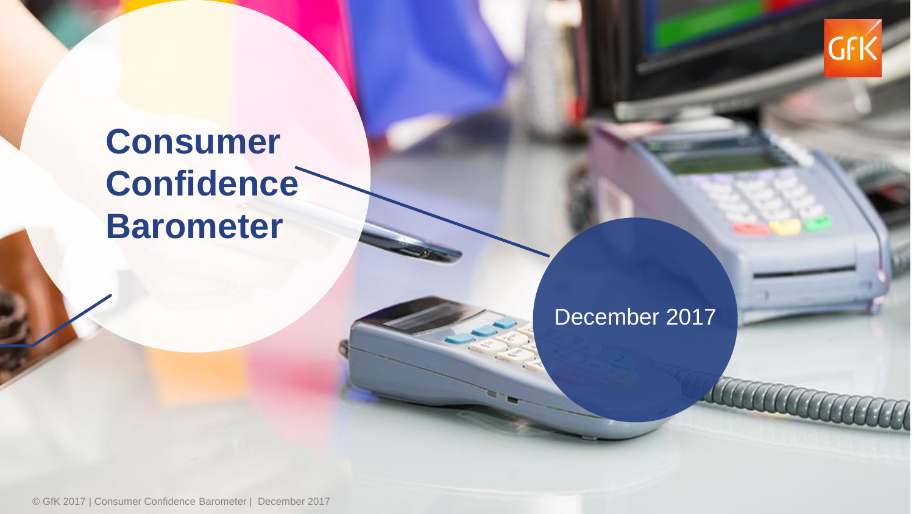# Consumer Confidence Barometer

December 2017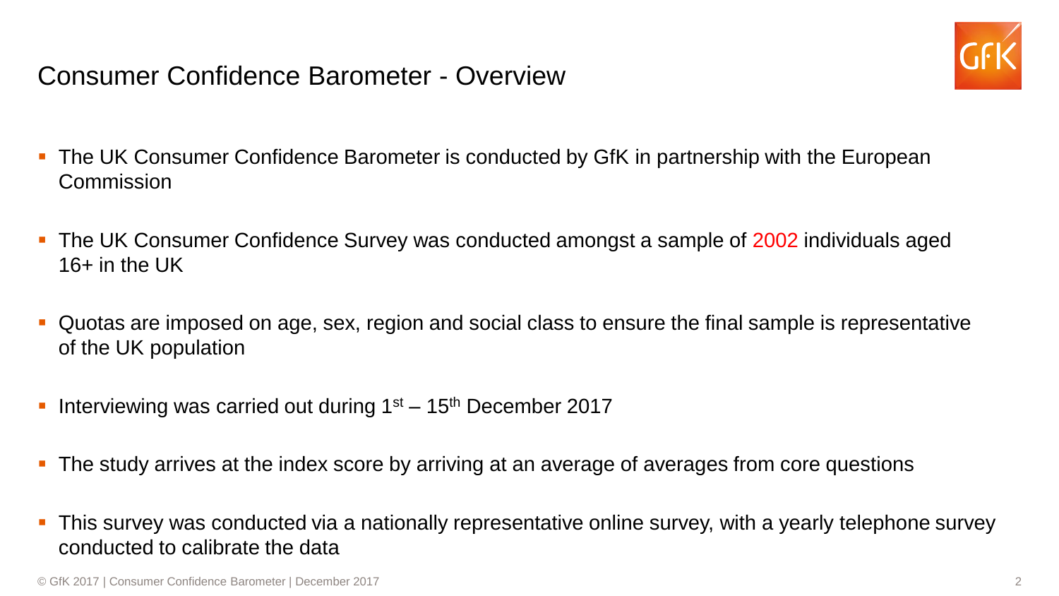# Consumer Confidence Barometer - Overview

- The UK Consumer Confidence Barometer is conducted by GfK in partnership with the European Commission
- The UK Consumer Confidence Survey was conducted amongst a sample of 2002 individuals aged 16+ in the UK
- Quotas are imposed on age, sex, region and social class to ensure the final sample is representative of the UK population
- Interviewing was carried out during 1st – 15th December 2017
- The study arrives at the index score by arriving at an average of averages from core questions
- This survey was conducted via a nationally representative online survey, with a yearly telephone survey conducted to calibrate the data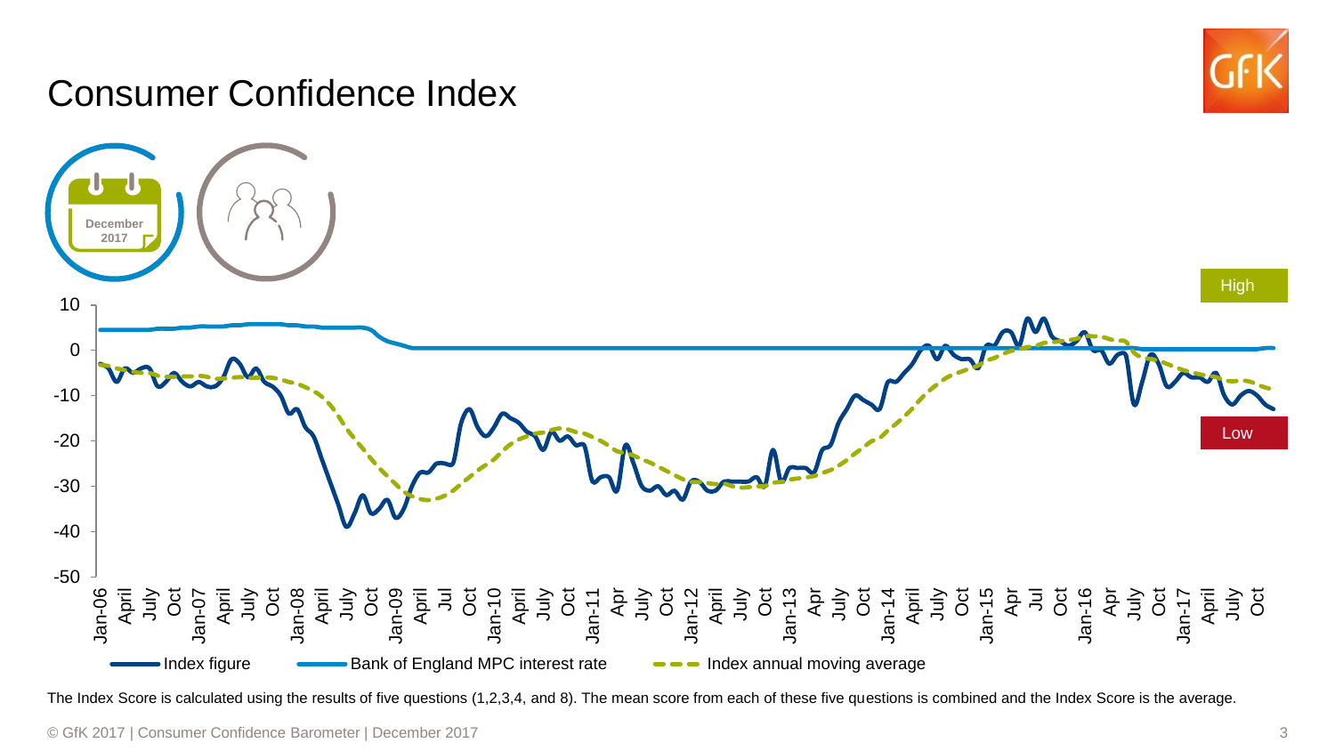# Consumer Confidence Index

December 2017

High

Low

Index figure — Bank of England MPC interest rate — Index annual moving average

The Index Score is calculated using the results of five questions (1,2,3,4, and 8). The mean score from each of these five questions is combined and the Index Score is the average.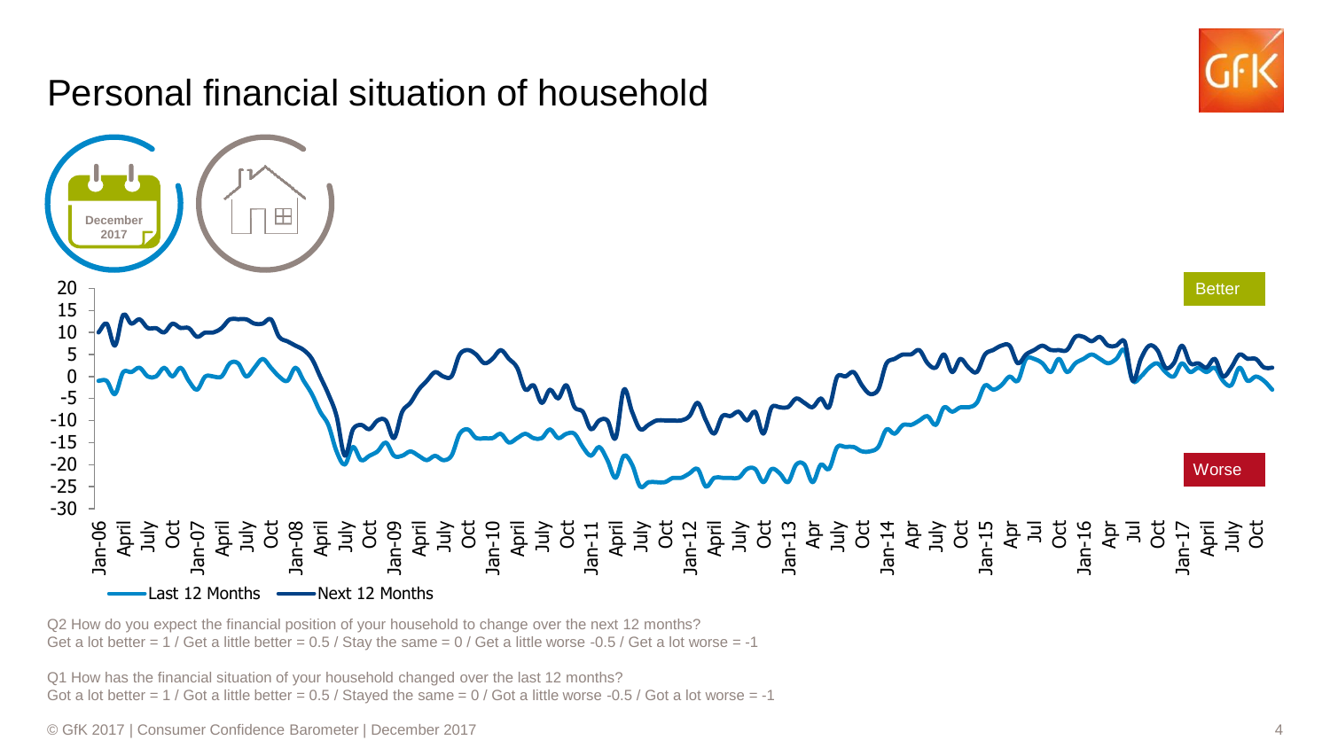# Personal financial situation of household

December 2017

Better

Worse

Last 12 Months — Next 12 Months

Q2 How do you expect the financial position of your household to change over the next 12 months?
Get a lot better = 1 / Get a little better = 0.5 / Stay the same = 0 / Get a little worse -0.5 / Get a lot worse = -1

Q1 How has the financial situation of your household changed over the last 12 months?
Got a lot better = 1 / Got a little better = 0.5 / Stayed the same = 0 / Got a little worse -0.5 / Got a lot worse = -1

© GfK 2017 | Consumer Confidence Barometer | December 2017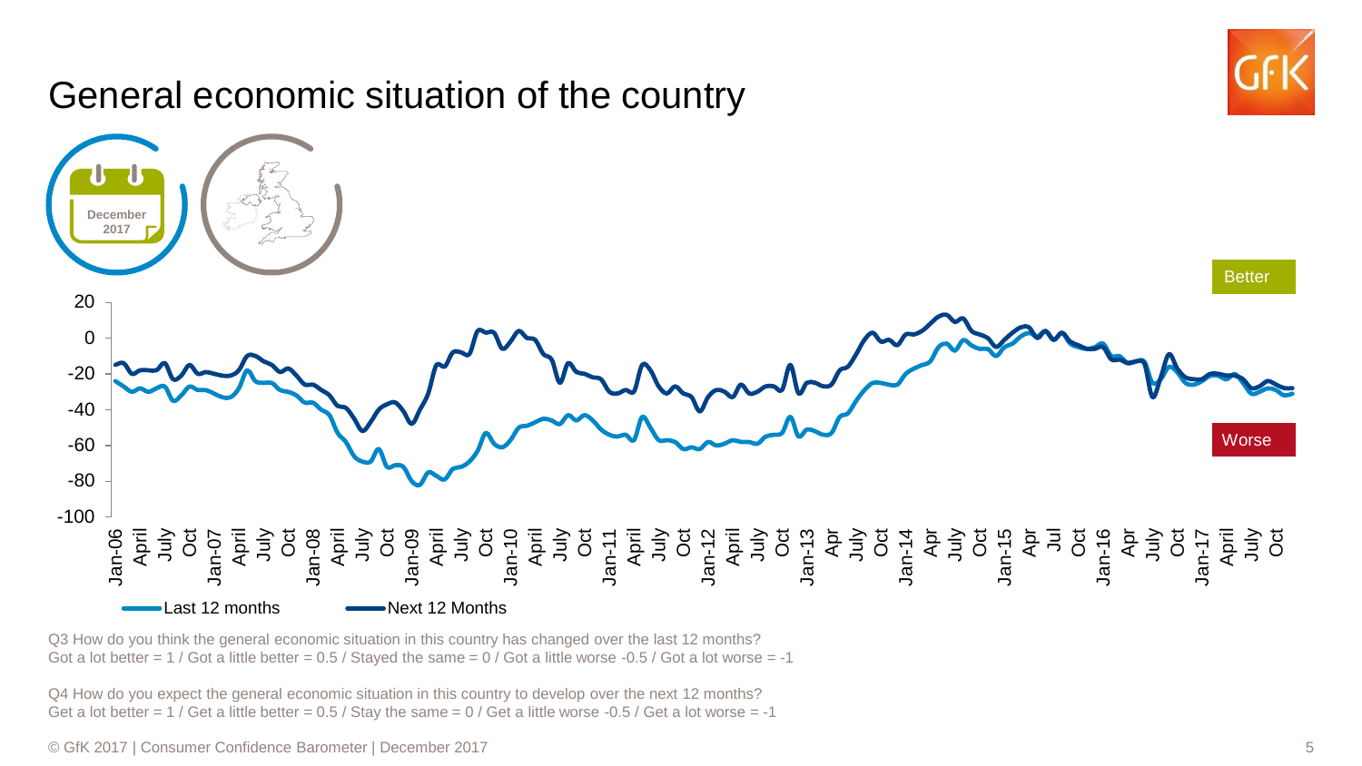# General economic situation of the country

December 2017

Better

Worse

Last 12 months — Next 12 Months

Q3 How do you think the general economic situation in this country has changed over the last 12 months?
Got a lot better = 1 / Got a little better = 0.5 / Stayed the same = 0 / Got a little worse -0.5 / Got a lot worse = -1

Q4 How do you expect the general economic situation in this country to develop over the next 12 months?
Get a lot better = 1 / Get a little better = 0.5 / Stay the same = 0 / Get a little worse -0.5 / Get a lot worse = -1

© GfK 2017 | Consumer Confidence Barometer | December 2017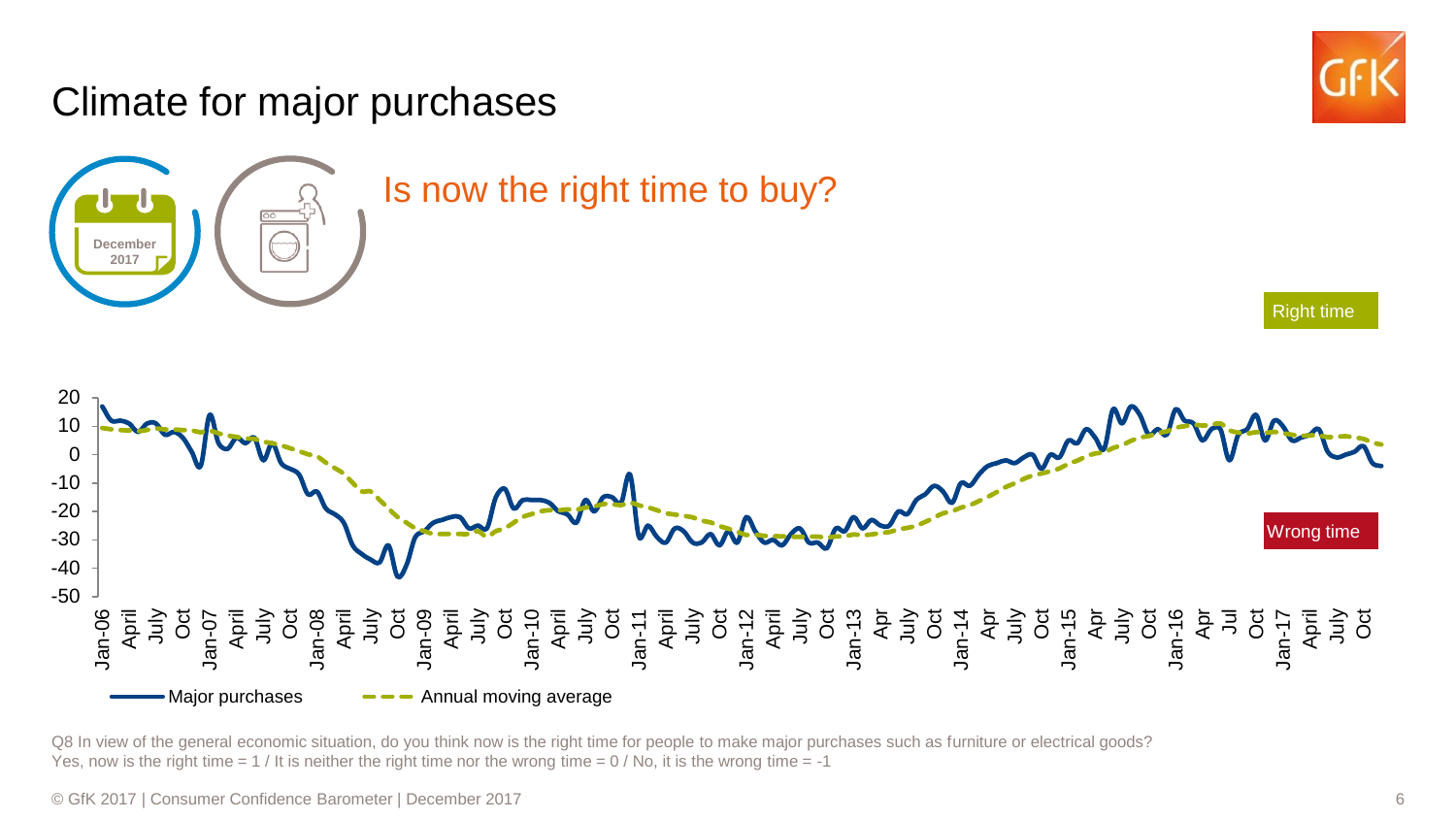# Climate for major purchases

December 2017

## Is now the right time to buy?

Right time

Wrong time

20
10
0
-10
-20
-30
-40
-50

Jan-06 April July Oct Jan-07 April July Oct Jan-08 April July Oct Jan-09 April July Oct Jan-10 April July Oct Jan-11 April July Oct Jan-12 April July Oct Jan-13 Apr July Oct Jan-14 Apr July Oct Jan-15 Apr July Oct Jan-16 Apr Jul Oct Jan-17 April July Oct

Major purchases — Annual moving average

Q8 In view of the general economic situation, do you think now is the right time for people to make major purchases such as furniture or electrical goods?
Yes, now is the right time = 1 / It is neither the right time nor the wrong time = 0 / No, it is the wrong time = -1

© GfK 2017 | Consumer Confidence Barometer | December 2017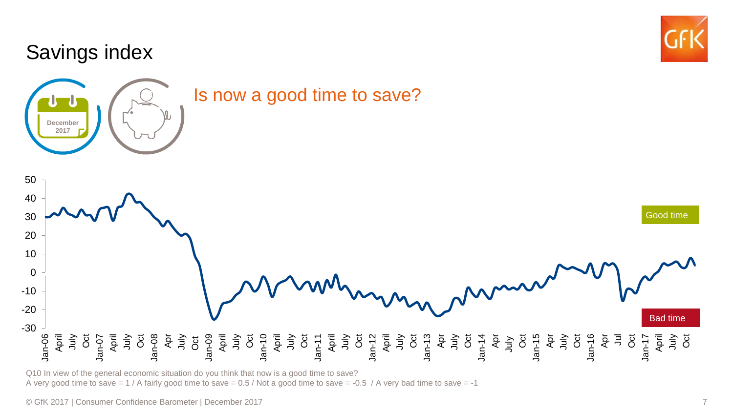# Savings index

December 2017

## Is now a good time to save?

50
40
30
20
10
0
-10
-20
-30

Good time

Bad time

Jan-06 April July Oct Jan-07 April July Oct Jan-08 Apr July Oct Jan-09 April July Oct Jan-10 April July Oct Jan-11 April July Oct Jan-12 April July Oct Jan-13 Apr July Oct Jan-14 Apr July Oct Jan-15 Apr July Oct Jan-16 Apr Jul Oct Jan-17 April July Oct

Q10 In view of the general economic situation do you think that now is a good time to save?
A very good time to save = 1 / A fairly good time to save = 0.5 / Not a good time to save = -0.5 / A very bad time to save = -1

© GfK 2017 | Consumer Confidence Barometer | December 2017